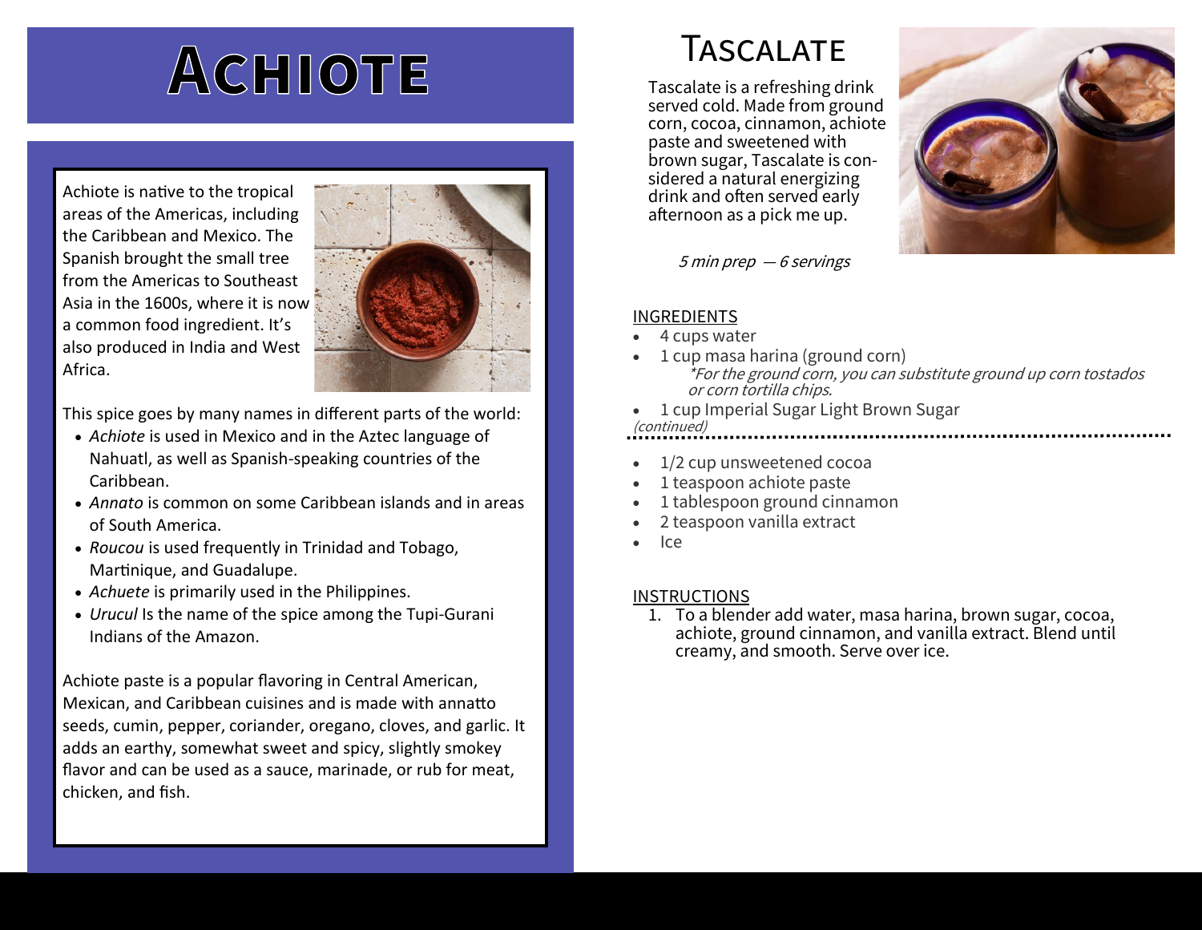# Achiote

Achiote is native to the tropical areas of the Americas, including the Caribbean and Mexico. The Spanish brought the small tree from the Americas to Southeast Asia in the 1600s, where it is now a common food ingredient. It's also produced in India and West Africa.

This spice goes by many names in different parts of the world:

- *Achiote* is used in Mexico and in the Aztec language of Nahuatl, as well as Spanish-speaking countries of the Caribbean.
- *Annato* is common on some Caribbean islands and in areas of South America.
- *Roucou* is used frequently in Trinidad and Tobago, Martinique, and Guadalupe.
- *Achuete* is primarily used in the Philippines.
- *Urucul* Is the name of the spice among the Tupi-Gurani Indians of the Amazon.

Achiote paste is a popular flavoring in Central American, Mexican, and Caribbean cuisines and is made with annatto seeds, cumin, pepper, coriander, oregano, cloves, and garlic. It adds an earthy, somewhat sweet and spicy, slightly smokey flavor and can be used as a sauce, marinade, or rub for meat, chicken, and fish.

## Tascalate

Tascalate is a refreshing drink served cold. Made from ground corn, cocoa, cinnamon, achiote paste and sweetened with brown sugar, Tascalate is considered a natural energizing drink and often served early afternoon as a pick me up.

*5 min prep — 6 servings*

### INGREDIENTS

- 4 cups water
- 1 cup masa harina (ground corn)
  *\*For the ground corn, you can substitute ground up corn tostados or corn tortilla chips.*
- 1 cup Imperial Sugar Light Brown Sugar

*(continued)*

- 1/2 cup unsweetened cocoa
- 1 teaspoon achiote paste
- 1 tablespoon ground cinnamon
- 2 teaspoon vanilla extract
- Ice

### INSTRUCTIONS

1. To a blender add water, masa harina, brown sugar, cocoa, achiote, ground cinnamon, and vanilla extract. Blend until creamy, and smooth. Serve over ice.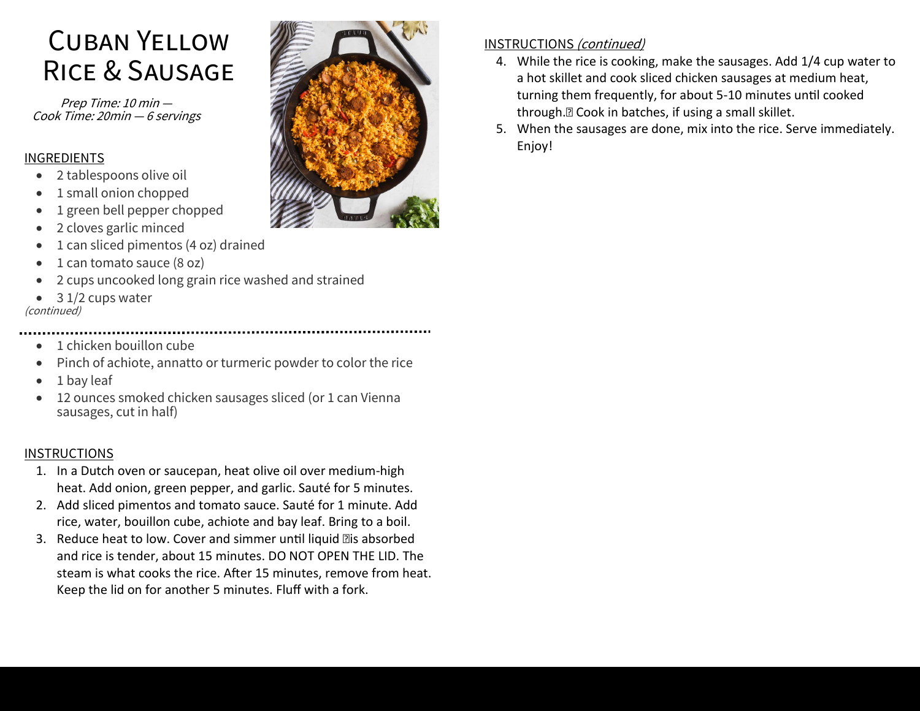# Cuban Yellow Rice & Sausage

*Prep Time: 10 min — Cook Time: 20min — 6 servings*

## INGREDIENTS

- 2 tablespoons olive oil
- 1 small onion chopped
- 1 green bell pepper chopped
- 2 cloves garlic minced
- 1 can sliced pimentos (4 oz) drained
- 1 can tomato sauce (8 oz)
- 2 cups uncooked long grain rice washed and strained
- 3 1/2 cups water

*(continued)*

- 1 chicken bouillon cube
- Pinch of achiote, annatto or turmeric powder to color the rice
- 1 bay leaf
- 12 ounces smoked chicken sausages sliced (or 1 can Vienna sausages, cut in half)

## INSTRUCTIONS

1. In a Dutch oven or saucepan, heat olive oil over medium-high heat. Add onion, green pepper, and garlic. Sauté for 5 minutes.
2. Add sliced pimentos and tomato sauce. Sauté for 1 minute. Add rice, water, bouillon cube, achiote and bay leaf. Bring to a boil.
3. Reduce heat to low. Cover and simmer until liquid is absorbed and rice is tender, about 15 minutes. DO NOT OPEN THE LID. The steam is what cooks the rice. After 15 minutes, remove from heat. Keep the lid on for another 5 minutes. Fluff with a fork.

## INSTRUCTIONS *(continued)*

4. While the rice is cooking, make the sausages. Add 1/4 cup water to a hot skillet and cook sliced chicken sausages at medium heat, turning them frequently, for about 5-10 minutes until cooked through. Cook in batches, if using a small skillet.
5. When the sausages are done, mix into the rice. Serve immediately. Enjoy!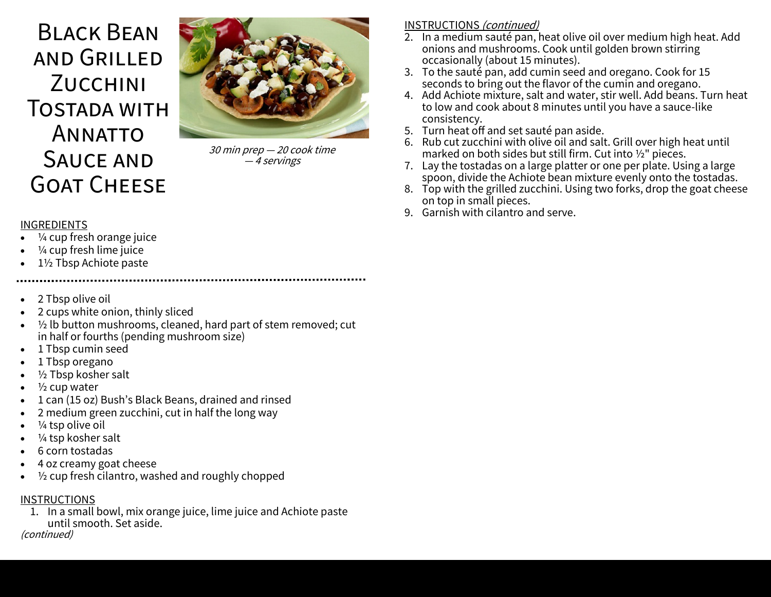# Black Bean and Grilled Zucchini Tostada with Annatto Sauce and Goat Cheese

*30 min prep — 20 cook time — 4 servings*

INGREDIENTS

- ¼ cup fresh orange juice
- ¼ cup fresh lime juice
- 1½ Tbsp Achiote paste

---

- 2 Tbsp olive oil
- 2 cups white onion, thinly sliced
- ½ lb button mushrooms, cleaned, hard part of stem removed; cut in half or fourths (pending mushroom size)
- 1 Tbsp cumin seed
- 1 Tbsp oregano
- ½ Tbsp kosher salt
- ½ cup water
- 1 can (15 oz) Bush's Black Beans, drained and rinsed
- 2 medium green zucchini, cut in half the long way
- ¼ tsp olive oil
- ¼ tsp kosher salt
- 6 corn tostadas
- 4 oz creamy goat cheese
- ½ cup fresh cilantro, washed and roughly chopped

INSTRUCTIONS

1. In a small bowl, mix orange juice, lime juice and Achiote paste until smooth. Set aside.

*(continued)*

INSTRUCTIONS *(continued)*

2. In a medium sauté pan, heat olive oil over medium high heat. Add onions and mushrooms. Cook until golden brown stirring occasionally (about 15 minutes).
3. To the sauté pan, add cumin seed and oregano. Cook for 15 seconds to bring out the flavor of the cumin and oregano.
4. Add Achiote mixture, salt and water, stir well. Add beans. Turn heat to low and cook about 8 minutes until you have a sauce-like consistency.
5. Turn heat off and set sauté pan aside.
6. Rub cut zucchini with olive oil and salt. Grill over high heat until marked on both sides but still firm. Cut into ½" pieces.
7. Lay the tostadas on a large platter or one per plate. Using a large spoon, divide the Achiote bean mixture evenly onto the tostadas.
8. Top with the grilled zucchini. Using two forks, drop the goat cheese on top in small pieces.
9. Garnish with cilantro and serve.